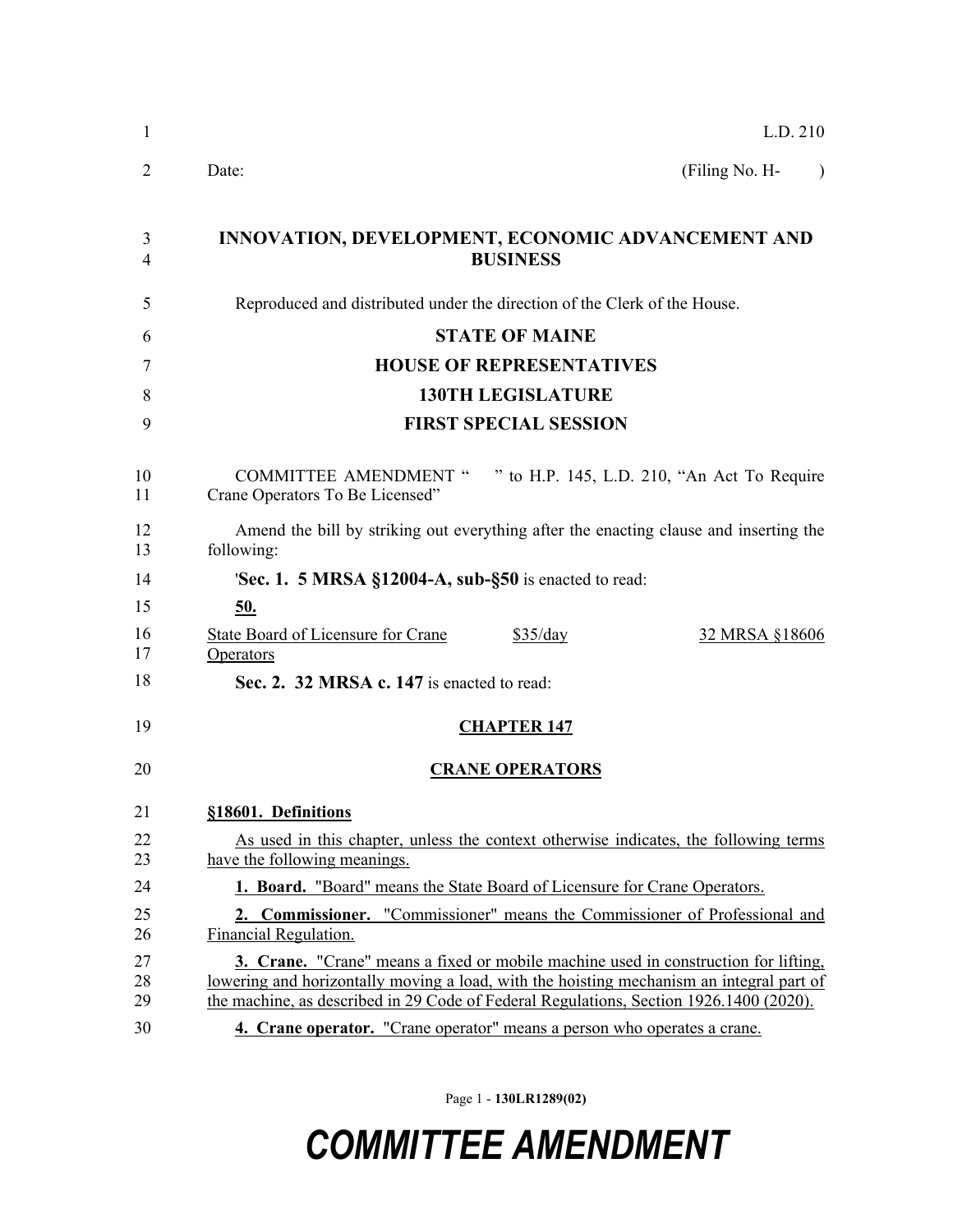L.D. 210

Date: (Filing No. H- )

**INNOVATION, DEVELOPMENT, ECONOMIC ADVANCEMENT AND BUSINESS**

Reproduced and distributed under the direction of the Clerk of the House.

**STATE OF MAINE**

**HOUSE OF REPRESENTATIVES**

**130TH LEGISLATURE**

**FIRST SPECIAL SESSION**

COMMITTEE AMENDMENT " " to H.P. 145, L.D. 210, "An Act To Require Crane Operators To Be Licensed"

Amend the bill by striking out everything after the enacting clause and inserting the following:

'**Sec. 1. 5 MRSA §12004-A, sub-§50** is enacted to read:

**50.**

| State Board of Licensure for Crane Operators | $35/day | 32 MRSA §18606 |
|---|---|---|

**Sec. 2. 32 MRSA c. 147** is enacted to read:

**CHAPTER 147**

**CRANE OPERATORS**

**§18601. Definitions**

As used in this chapter, unless the context otherwise indicates, the following terms have the following meanings.

**1. Board.** "Board" means the State Board of Licensure for Crane Operators.

**2. Commissioner.** "Commissioner" means the Commissioner of Professional and Financial Regulation.

**3. Crane.** "Crane" means a fixed or mobile machine used in construction for lifting, lowering and horizontally moving a load, with the hoisting mechanism an integral part of the machine, as described in 29 Code of Federal Regulations, Section 1926.1400 (2020).

**4. Crane operator.** "Crane operator" means a person who operates a crane.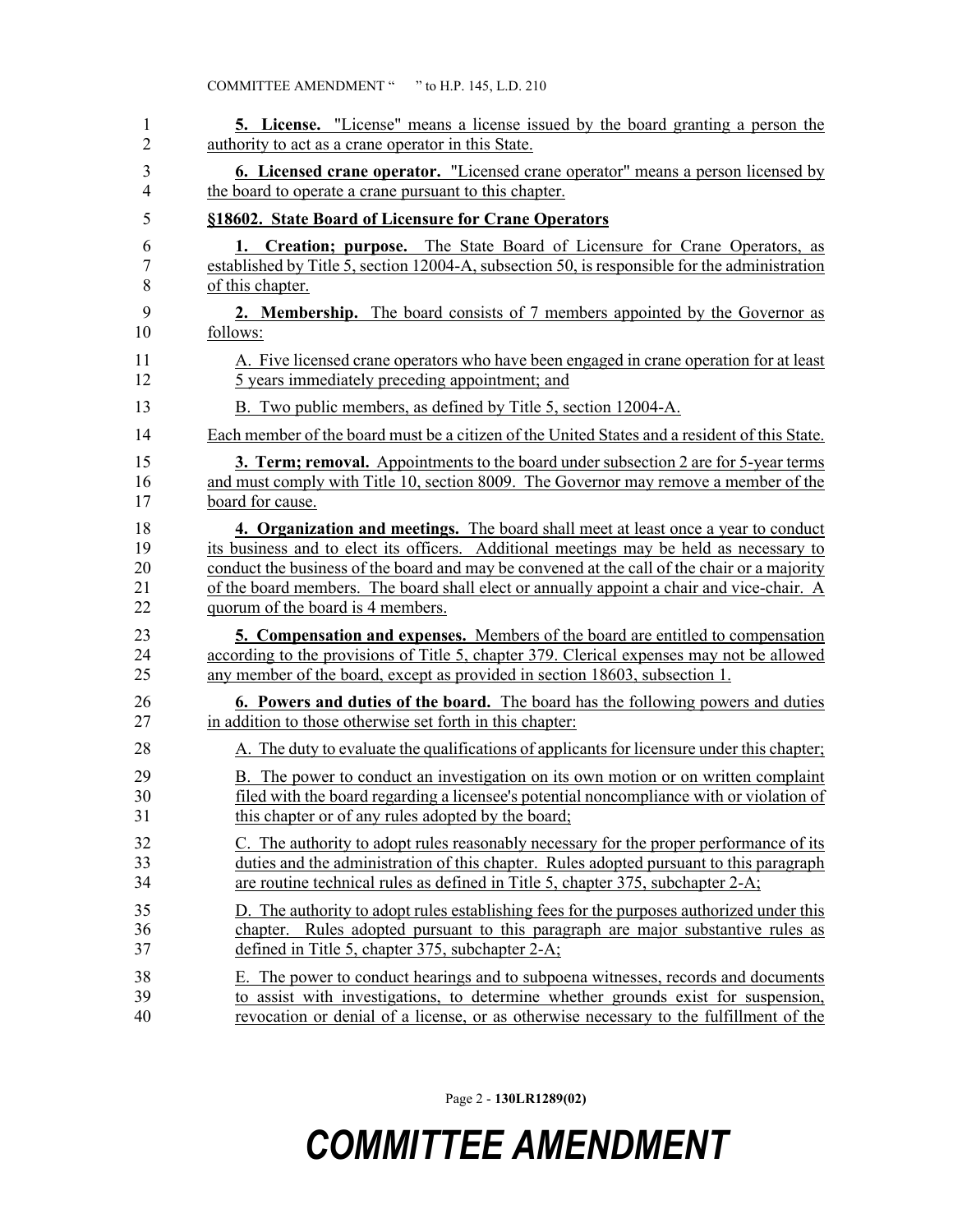**5. License.** "License" means a license issued by the board granting a person the authority to act as a crane operator in this State.

**6. Licensed crane operator.** "Licensed crane operator" means a person licensed by the board to operate a crane pursuant to this chapter.

**§18602. State Board of Licensure for Crane Operators**

**1. Creation; purpose.** The State Board of Licensure for Crane Operators, as established by Title 5, section 12004-A, subsection 50, is responsible for the administration of this chapter.

**2. Membership.** The board consists of 7 members appointed by the Governor as follows:

A. Five licensed crane operators who have been engaged in crane operation for at least 5 years immediately preceding appointment; and

B. Two public members, as defined by Title 5, section 12004-A.

Each member of the board must be a citizen of the United States and a resident of this State.

**3. Term; removal.** Appointments to the board under subsection 2 are for 5-year terms and must comply with Title 10, section 8009. The Governor may remove a member of the board for cause.

**4. Organization and meetings.** The board shall meet at least once a year to conduct its business and to elect its officers. Additional meetings may be held as necessary to conduct the business of the board and may be convened at the call of the chair or a majority of the board members. The board shall elect or annually appoint a chair and vice-chair. A quorum of the board is 4 members.

**5. Compensation and expenses.** Members of the board are entitled to compensation according to the provisions of Title 5, chapter 379. Clerical expenses may not be allowed any member of the board, except as provided in section 18603, subsection 1.

**6. Powers and duties of the board.** The board has the following powers and duties in addition to those otherwise set forth in this chapter:

A. The duty to evaluate the qualifications of applicants for licensure under this chapter;

B. The power to conduct an investigation on its own motion or on written complaint filed with the board regarding a licensee's potential noncompliance with or violation of this chapter or of any rules adopted by the board;

C. The authority to adopt rules reasonably necessary for the proper performance of its duties and the administration of this chapter. Rules adopted pursuant to this paragraph are routine technical rules as defined in Title 5, chapter 375, subchapter 2-A;

D. The authority to adopt rules establishing fees for the purposes authorized under this chapter. Rules adopted pursuant to this paragraph are major substantive rules as defined in Title 5, chapter 375, subchapter 2-A;

E. The power to conduct hearings and to subpoena witnesses, records and documents to assist with investigations, to determine whether grounds exist for suspension, revocation or denial of a license, or as otherwise necessary to the fulfillment of the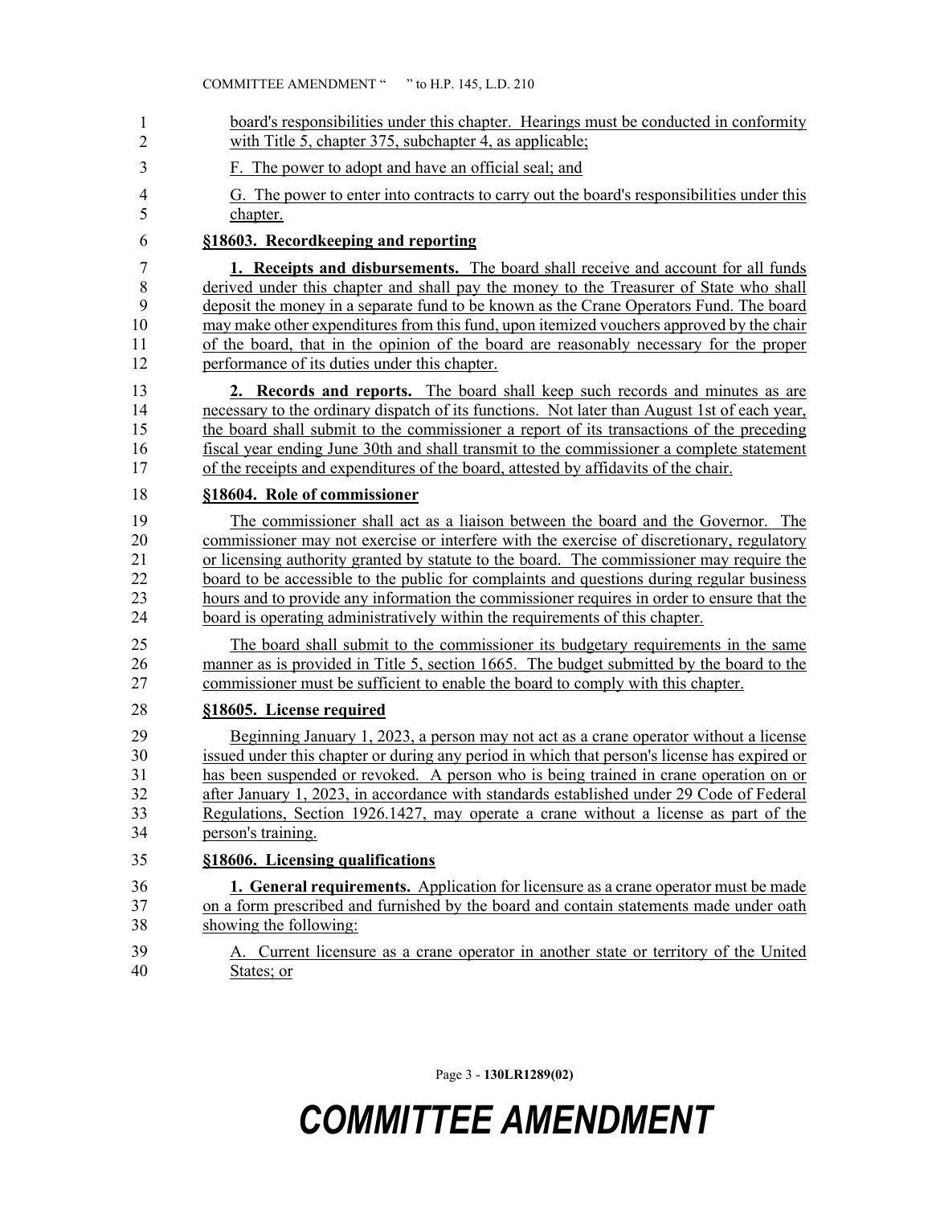board's responsibilities under this chapter. Hearings must be conducted in conformity with Title 5, chapter 375, subchapter 4, as applicable;

F. The power to adopt and have an official seal; and

G. The power to enter into contracts to carry out the board's responsibilities under this chapter.

**§18603. Recordkeeping and reporting**

**1. Receipts and disbursements.** The board shall receive and account for all funds derived under this chapter and shall pay the money to the Treasurer of State who shall deposit the money in a separate fund to be known as the Crane Operators Fund. The board may make other expenditures from this fund, upon itemized vouchers approved by the chair of the board, that in the opinion of the board are reasonably necessary for the proper performance of its duties under this chapter.

**2. Records and reports.** The board shall keep such records and minutes as are necessary to the ordinary dispatch of its functions. Not later than August 1st of each year, the board shall submit to the commissioner a report of its transactions of the preceding fiscal year ending June 30th and shall transmit to the commissioner a complete statement of the receipts and expenditures of the board, attested by affidavits of the chair.

**§18604. Role of commissioner**

The commissioner shall act as a liaison between the board and the Governor. The commissioner may not exercise or interfere with the exercise of discretionary, regulatory or licensing authority granted by statute to the board. The commissioner may require the board to be accessible to the public for complaints and questions during regular business hours and to provide any information the commissioner requires in order to ensure that the board is operating administratively within the requirements of this chapter.

The board shall submit to the commissioner its budgetary requirements in the same manner as is provided in Title 5, section 1665. The budget submitted by the board to the commissioner must be sufficient to enable the board to comply with this chapter.

**§18605. License required**

Beginning January 1, 2023, a person may not act as a crane operator without a license issued under this chapter or during any period in which that person's license has expired or has been suspended or revoked. A person who is being trained in crane operation on or after January 1, 2023, in accordance with standards established under 29 Code of Federal Regulations, Section 1926.1427, may operate a crane without a license as part of the person's training.

**§18606. Licensing qualifications**

**1. General requirements.** Application for licensure as a crane operator must be made on a form prescribed and furnished by the board and contain statements made under oath showing the following:

A. Current licensure as a crane operator in another state or territory of the United States; or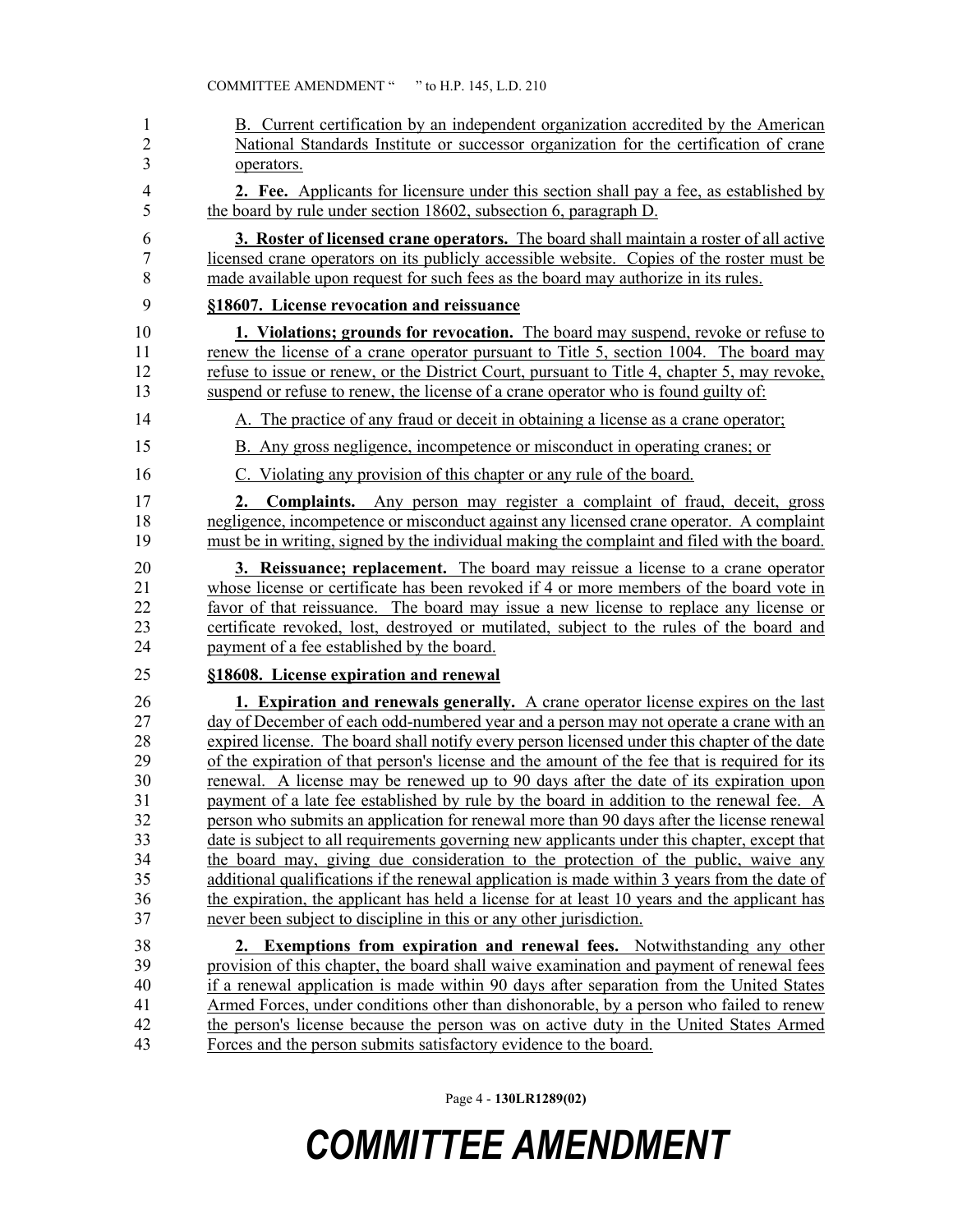B. Current certification by an independent organization accredited by the American National Standards Institute or successor organization for the certification of crane operators.

**2. Fee.** Applicants for licensure under this section shall pay a fee, as established by the board by rule under section 18602, subsection 6, paragraph D.

**3. Roster of licensed crane operators.** The board shall maintain a roster of all active licensed crane operators on its publicly accessible website. Copies of the roster must be made available upon request for such fees as the board may authorize in its rules.

**§18607. License revocation and reissuance**

**1. Violations; grounds for revocation.** The board may suspend, revoke or refuse to renew the license of a crane operator pursuant to Title 5, section 1004. The board may refuse to issue or renew, or the District Court, pursuant to Title 4, chapter 5, may revoke, suspend or refuse to renew, the license of a crane operator who is found guilty of:

A. The practice of any fraud or deceit in obtaining a license as a crane operator;

B. Any gross negligence, incompetence or misconduct in operating cranes; or

C. Violating any provision of this chapter or any rule of the board.

**2. Complaints.** Any person may register a complaint of fraud, deceit, gross negligence, incompetence or misconduct against any licensed crane operator. A complaint must be in writing, signed by the individual making the complaint and filed with the board.

**3. Reissuance; replacement.** The board may reissue a license to a crane operator whose license or certificate has been revoked if 4 or more members of the board vote in favor of that reissuance. The board may issue a new license to replace any license or certificate revoked, lost, destroyed or mutilated, subject to the rules of the board and payment of a fee established by the board.

**§18608. License expiration and renewal**

**1. Expiration and renewals generally.** A crane operator license expires on the last day of December of each odd-numbered year and a person may not operate a crane with an expired license. The board shall notify every person licensed under this chapter of the date of the expiration of that person's license and the amount of the fee that is required for its renewal. A license may be renewed up to 90 days after the date of its expiration upon payment of a late fee established by rule by the board in addition to the renewal fee. A person who submits an application for renewal more than 90 days after the license renewal date is subject to all requirements governing new applicants under this chapter, except that the board may, giving due consideration to the protection of the public, waive any additional qualifications if the renewal application is made within 3 years from the date of the expiration, the applicant has held a license for at least 10 years and the applicant has never been subject to discipline in this or any other jurisdiction.

**2. Exemptions from expiration and renewal fees.** Notwithstanding any other provision of this chapter, the board shall waive examination and payment of renewal fees if a renewal application is made within 90 days after separation from the United States Armed Forces, under conditions other than dishonorable, by a person who failed to renew the person's license because the person was on active duty in the United States Armed Forces and the person submits satisfactory evidence to the board.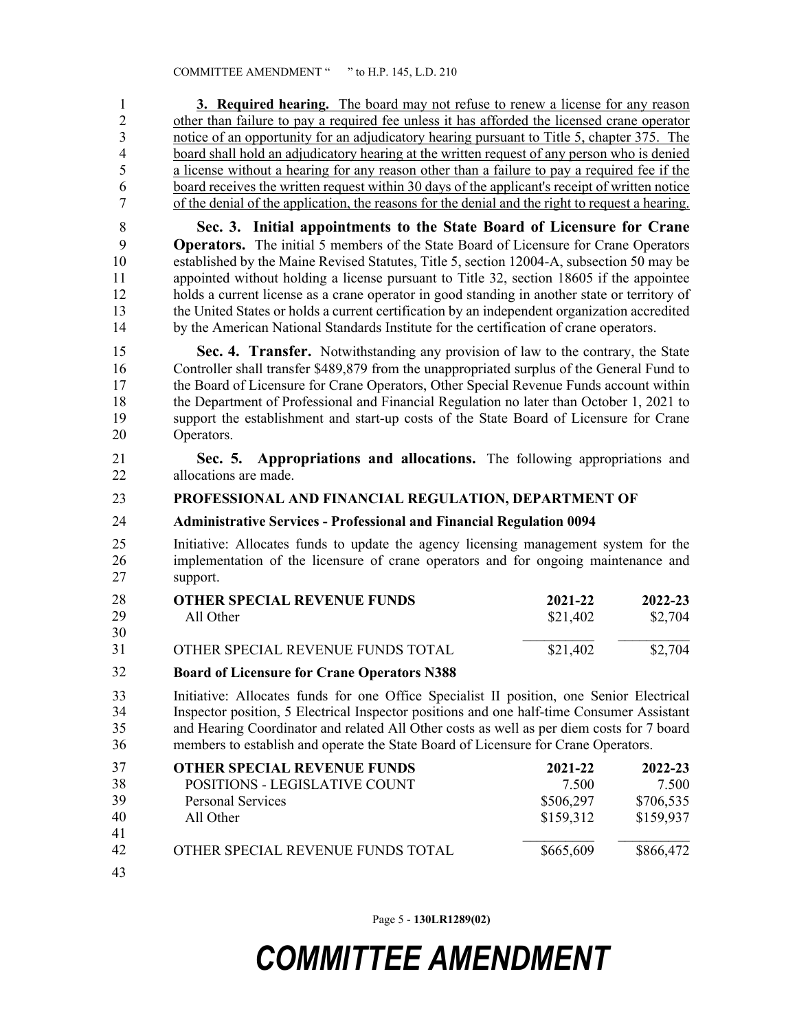**3. Required hearing.** The board may not refuse to renew a license for any reason other than failure to pay a required fee unless it has afforded the licensed crane operator notice of an opportunity for an adjudicatory hearing pursuant to Title 5, chapter 375. The board shall hold an adjudicatory hearing at the written request of any person who is denied a license without a hearing for any reason other than a failure to pay a required fee if the board receives the written request within 30 days of the applicant's receipt of written notice of the denial of the application, the reasons for the denial and the right to request a hearing.

**Sec. 3. Initial appointments to the State Board of Licensure for Crane Operators.** The initial 5 members of the State Board of Licensure for Crane Operators established by the Maine Revised Statutes, Title 5, section 12004-A, subsection 50 may be appointed without holding a license pursuant to Title 32, section 18605 if the appointee holds a current license as a crane operator in good standing in another state or territory of the United States or holds a current certification by an independent organization accredited by the American National Standards Institute for the certification of crane operators.

**Sec. 4. Transfer.** Notwithstanding any provision of law to the contrary, the State Controller shall transfer $489,879 from the unappropriated surplus of the General Fund to the Board of Licensure for Crane Operators, Other Special Revenue Funds account within the Department of Professional and Financial Regulation no later than October 1, 2021 to support the establishment and start-up costs of the State Board of Licensure for Crane Operators.

**Sec. 5. Appropriations and allocations.** The following appropriations and allocations are made.

**PROFESSIONAL AND FINANCIAL REGULATION, DEPARTMENT OF**

**Administrative Services - Professional and Financial Regulation 0094**

Initiative: Allocates funds to update the agency licensing management system for the implementation of the licensure of crane operators and for ongoing maintenance and support.

| **OTHER SPECIAL REVENUE FUNDS** | **2021-22** | **2022-23** |
|---|---|---|
| All Other | $21,402 | $2,704 |
| OTHER SPECIAL REVENUE FUNDS TOTAL | $21,402 | $2,704 |

**Board of Licensure for Crane Operators N388**

Initiative: Allocates funds for one Office Specialist II position, one Senior Electrical Inspector position, 5 Electrical Inspector positions and one half-time Consumer Assistant and Hearing Coordinator and related All Other costs as well as per diem costs for 7 board members to establish and operate the State Board of Licensure for Crane Operators.

| **OTHER SPECIAL REVENUE FUNDS** | **2021-22** | **2022-23** |
|---|---|---|
| POSITIONS - LEGISLATIVE COUNT | 7.500 | 7.500 |
| Personal Services | $506,297 | $706,535 |
| All Other | $159,312 | $159,937 |
| OTHER SPECIAL REVENUE FUNDS TOTAL | $665,609 | $866,472 |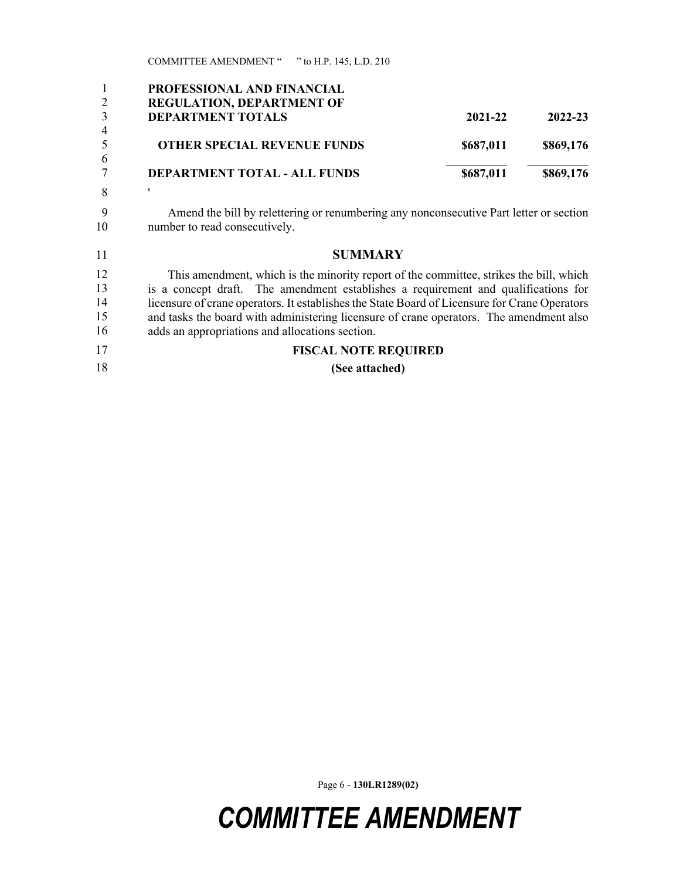| | | |
|---|---|---|
| **PROFESSIONAL AND FINANCIAL REGULATION, DEPARTMENT OF DEPARTMENT TOTALS** | **2021-22** | **2022-23** |
| **OTHER SPECIAL REVENUE FUNDS** | **$687,011** | **$869,176** |
| **DEPARTMENT TOTAL - ALL FUNDS** | **$687,011** | **$869,176** |

'

Amend the bill by relettering or renumbering any nonconsecutive Part letter or section number to read consecutively.

## SUMMARY

This amendment, which is the minority report of the committee, strikes the bill, which is a concept draft. The amendment establishes a requirement and qualifications for licensure of crane operators. It establishes the State Board of Licensure for Crane Operators and tasks the board with administering licensure of crane operators. The amendment also adds an appropriations and allocations section.

**FISCAL NOTE REQUIRED**

**(See attached)**